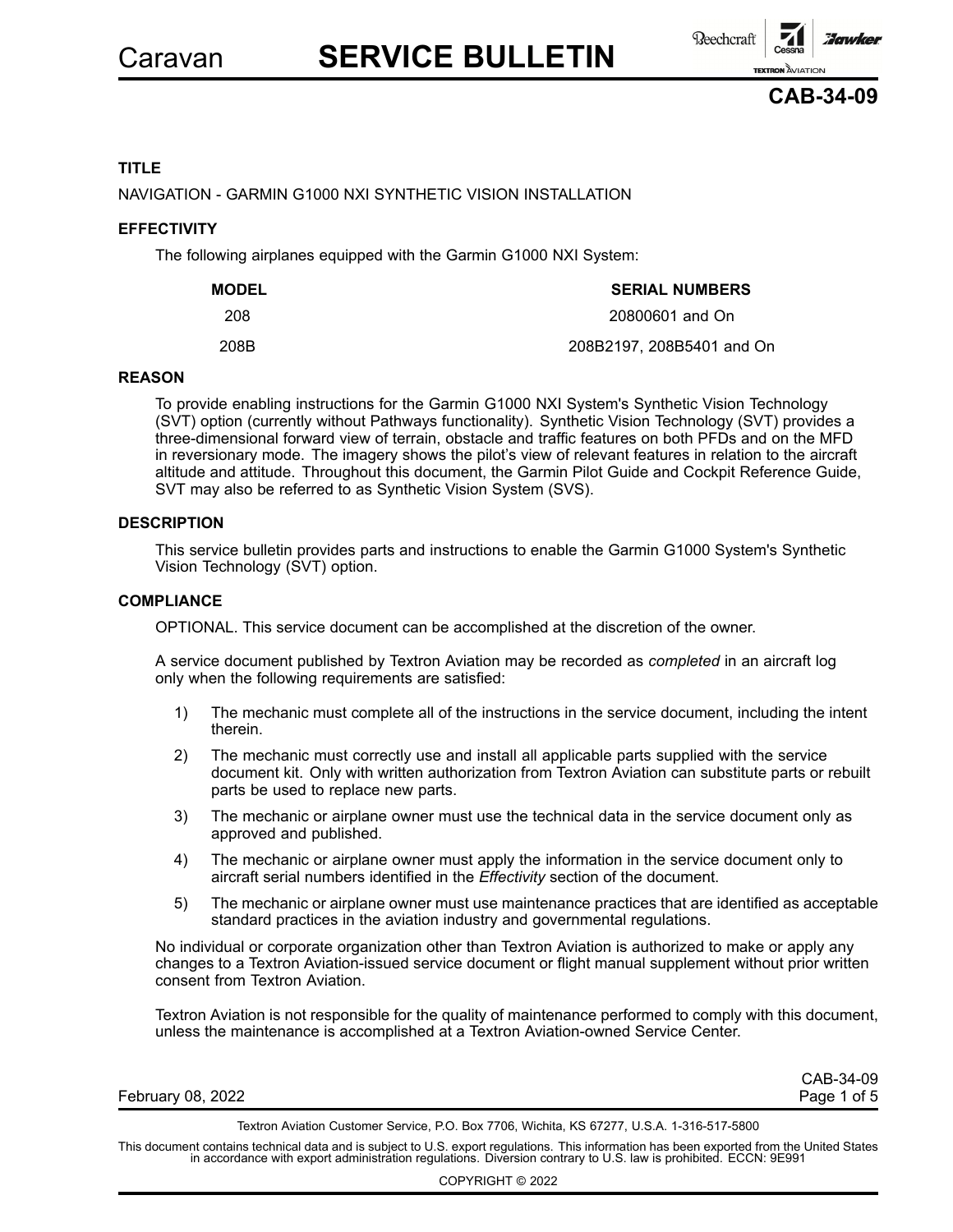# Caravan SERVICE BULLETIN

**CAB-34-09**

## TITLE

NAVIGATION - GARMIN G1000 NXI SYNTHETIC VISION INSTALLATION

## EFFECTIVITY

The following airplanes equipped with the Garmin G1000 NXI System:

| MODEL | SERIAL NUMBERS |
|---|---|
| 208 | 20800601 and On |
| 208B | 208B2197, 208B5401 and On |

## REASON

To provide enabling instructions for the Garmin G1000 NXI System's Synthetic Vision Technology (SVT) option (currently without Pathways functionality). Synthetic Vision Technology (SVT) provides a three-dimensional forward view of terrain, obstacle and traffic features on both PFDs and on the MFD in reversionary mode. The imagery shows the pilot's view of relevant features in relation to the aircraft altitude and attitude. Throughout this document, the Garmin Pilot Guide and Cockpit Reference Guide, SVT may also be referred to as Synthetic Vision System (SVS).

## DESCRIPTION

This service bulletin provides parts and instructions to enable the Garmin G1000 System's Synthetic Vision Technology (SVT) option.

## COMPLIANCE

OPTIONAL. This service document can be accomplished at the discretion of the owner.

A service document published by Textron Aviation may be recorded as *completed* in an aircraft log only when the following requirements are satisfied:

1) The mechanic must complete all of the instructions in the service document, including the intent therein.
2) The mechanic must correctly use and install all applicable parts supplied with the service document kit. Only with written authorization from Textron Aviation can substitute parts or rebuilt parts be used to replace new parts.
3) The mechanic or airplane owner must use the technical data in the service document only as approved and published.
4) The mechanic or airplane owner must apply the information in the service document only to aircraft serial numbers identified in the *Effectivity* section of the document.
5) The mechanic or airplane owner must use maintenance practices that are identified as acceptable standard practices in the aviation industry and governmental regulations.

No individual or corporate organization other than Textron Aviation is authorized to make or apply any changes to a Textron Aviation-issued service document or flight manual supplement without prior written consent from Textron Aviation.

Textron Aviation is not responsible for the quality of maintenance performed to comply with this document, unless the maintenance is accomplished at a Textron Aviation-owned Service Center.

February 08, 2022

Textron Aviation Customer Service, P.O. Box 7706, Wichita, KS 67277, U.S.A. 1-316-517-5800

This document contains technical data and is subject to U.S. export regulations. This information has been exported from the United States in accordance with export administration regulations. Diversion contrary to U.S. law is prohibited. ECCN: 9E991

COPYRIGHT © 2022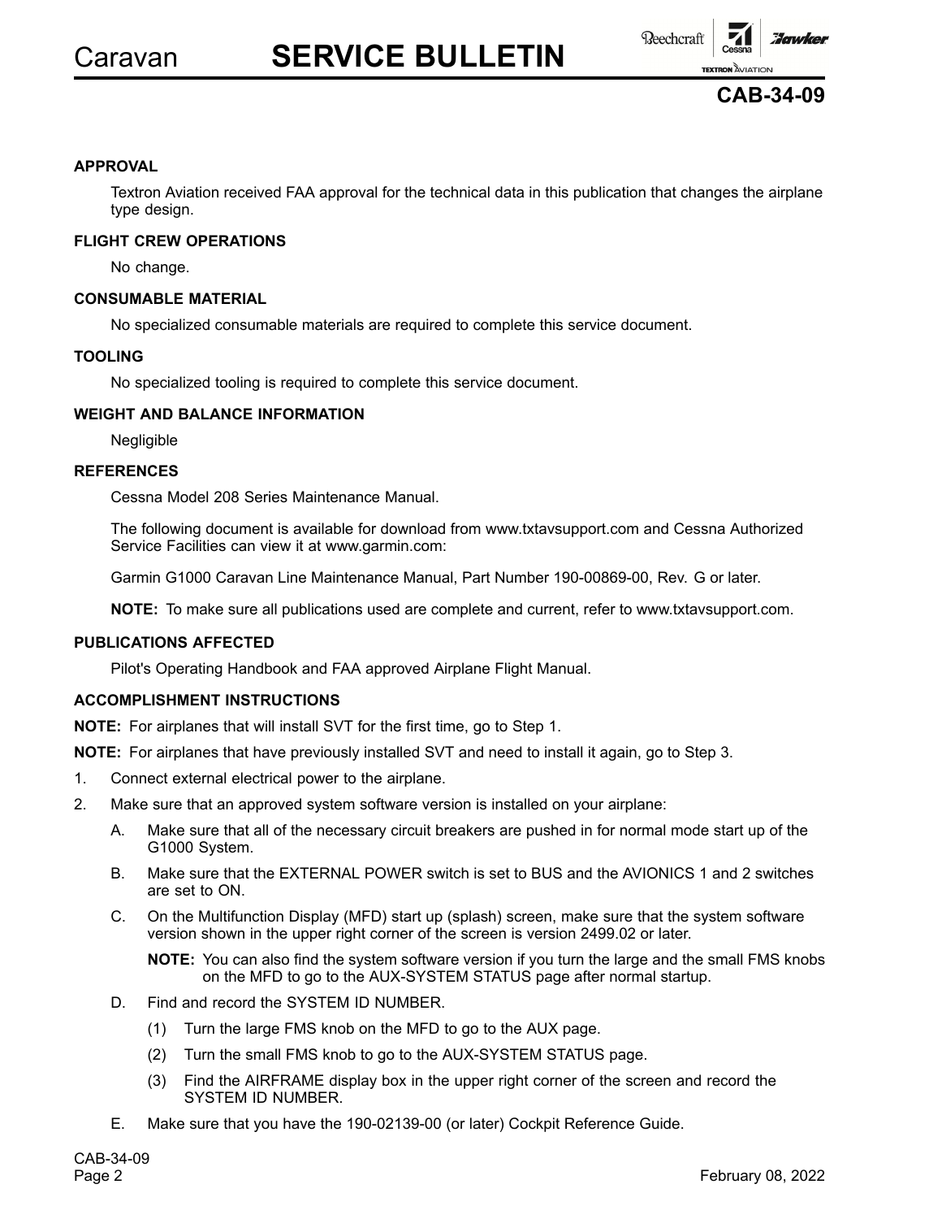## APPROVAL

Textron Aviation received FAA approval for the technical data in this publication that changes the airplane type design.

## FLIGHT CREW OPERATIONS

No change.

## CONSUMABLE MATERIAL

No specialized consumable materials are required to complete this service document.

## TOOLING

No specialized tooling is required to complete this service document.

## WEIGHT AND BALANCE INFORMATION

Negligible

## REFERENCES

Cessna Model 208 Series Maintenance Manual.

The following document is available for download from www.txtavsupport.com and Cessna Authorized Service Facilities can view it at www.garmin.com:

Garmin G1000 Caravan Line Maintenance Manual, Part Number 190-00869-00, Rev. G or later.

**NOTE:** To make sure all publications used are complete and current, refer to www.txtavsupport.com.

## PUBLICATIONS AFFECTED

Pilot's Operating Handbook and FAA approved Airplane Flight Manual.

## ACCOMPLISHMENT INSTRUCTIONS

**NOTE:** For airplanes that will install SVT for the first time, go to Step 1.

**NOTE:** For airplanes that have previously installed SVT and need to install it again, go to Step 3.

1. Connect external electrical power to the airplane.
2. Make sure that an approved system software version is installed on your airplane:
   - A. Make sure that all of the necessary circuit breakers are pushed in for normal mode start up of the G1000 System.
   - B. Make sure that the EXTERNAL POWER switch is set to BUS and the AVIONICS 1 and 2 switches are set to ON.
   - C. On the Multifunction Display (MFD) start up (splash) screen, make sure that the system software version shown in the upper right corner of the screen is version 2499.02 or later.

     **NOTE:** You can also find the system software version if you turn the large and the small FMS knobs on the MFD to go to the AUX-SYSTEM STATUS page after normal startup.
   - D. Find and record the SYSTEM ID NUMBER.
     - (1) Turn the large FMS knob on the MFD to go to the AUX page.
     - (2) Turn the small FMS knob to go to the AUX-SYSTEM STATUS page.
     - (3) Find the AIRFRAME display box in the upper right corner of the screen and record the SYSTEM ID NUMBER.
   - E. Make sure that you have the 190-02139-00 (or later) Cockpit Reference Guide.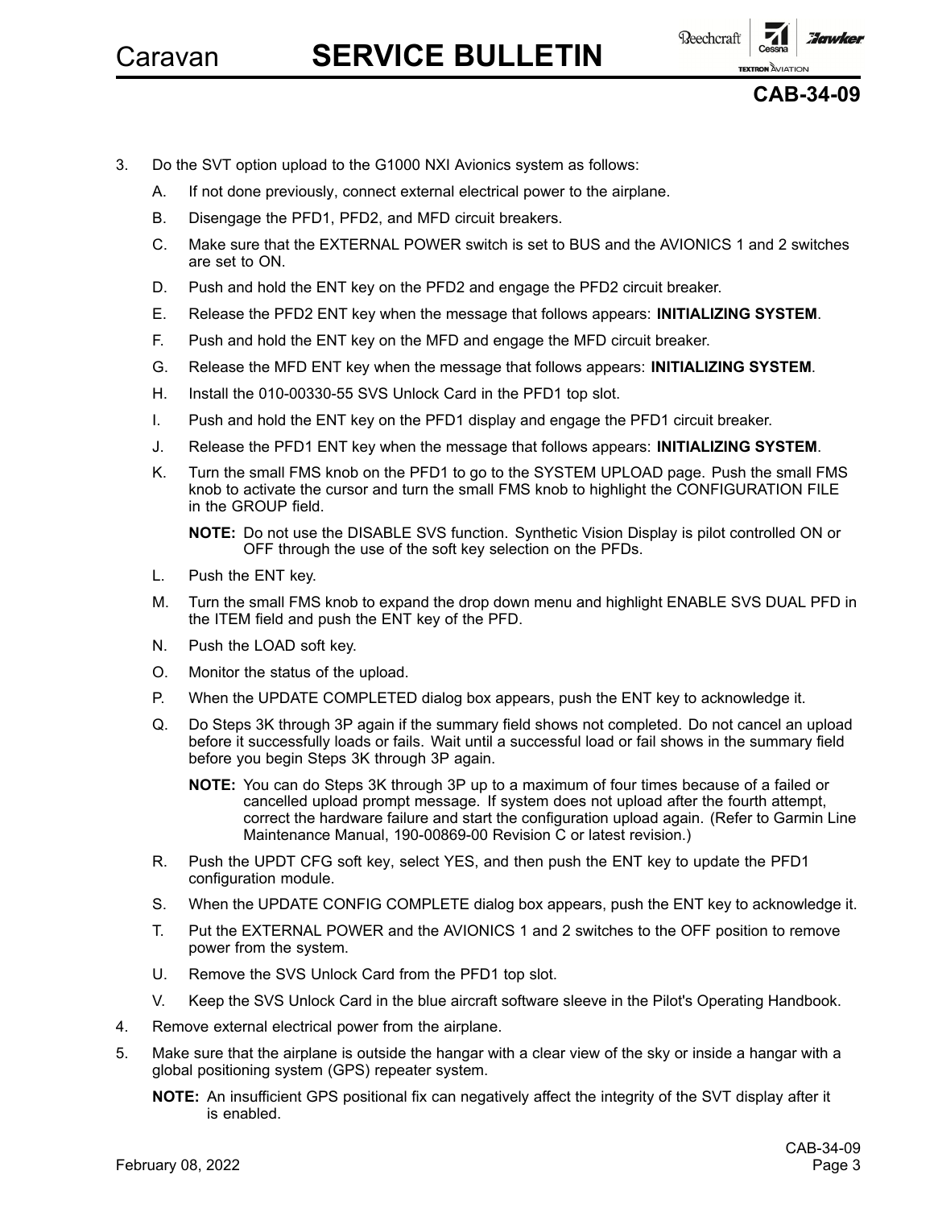3. Do the SVT option upload to the G1000 NXI Avionics system as follows:

   A. If not done previously, connect external electrical power to the airplane.

   B. Disengage the PFD1, PFD2, and MFD circuit breakers.

   C. Make sure that the EXTERNAL POWER switch is set to BUS and the AVIONICS 1 and 2 switches are set to ON.

   D. Push and hold the ENT key on the PFD2 and engage the PFD2 circuit breaker.

   E. Release the PFD2 ENT key when the message that follows appears: **INITIALIZING SYSTEM**.

   F. Push and hold the ENT key on the MFD and engage the MFD circuit breaker.

   G. Release the MFD ENT key when the message that follows appears: **INITIALIZING SYSTEM**.

   H. Install the 010-00330-55 SVS Unlock Card in the PFD1 top slot.

   I. Push and hold the ENT key on the PFD1 display and engage the PFD1 circuit breaker.

   J. Release the PFD1 ENT key when the message that follows appears: **INITIALIZING SYSTEM**.

   K. Turn the small FMS knob on the PFD1 to go to the SYSTEM UPLOAD page. Push the small FMS knob to activate the cursor and turn the small FMS knob to highlight the CONFIGURATION FILE in the GROUP field.

      **NOTE:** Do not use the DISABLE SVS function. Synthetic Vision Display is pilot controlled ON or OFF through the use of the soft key selection on the PFDs.

   L. Push the ENT key.

   M. Turn the small FMS knob to expand the drop down menu and highlight ENABLE SVS DUAL PFD in the ITEM field and push the ENT key of the PFD.

   N. Push the LOAD soft key.

   O. Monitor the status of the upload.

   P. When the UPDATE COMPLETED dialog box appears, push the ENT key to acknowledge it.

   Q. Do Steps 3K through 3P again if the summary field shows not completed. Do not cancel an upload before it successfully loads or fails. Wait until a successful load or fail shows in the summary field before you begin Steps 3K through 3P again.

      **NOTE:** You can do Steps 3K through 3P up to a maximum of four times because of a failed or cancelled upload prompt message. If system does not upload after the fourth attempt, correct the hardware failure and start the configuration upload again. (Refer to Garmin Line Maintenance Manual, 190-00869-00 Revision C or latest revision.)

   R. Push the UPDT CFG soft key, select YES, and then push the ENT key to update the PFD1 configuration module.

   S. When the UPDATE CONFIG COMPLETE dialog box appears, push the ENT key to acknowledge it.

   T. Put the EXTERNAL POWER and the AVIONICS 1 and 2 switches to the OFF position to remove power from the system.

   U. Remove the SVS Unlock Card from the PFD1 top slot.

   V. Keep the SVS Unlock Card in the blue aircraft software sleeve in the Pilot's Operating Handbook.

4. Remove external electrical power from the airplane.

5. Make sure that the airplane is outside the hangar with a clear view of the sky or inside a hangar with a global positioning system (GPS) repeater system.

   **NOTE:** An insufficient GPS positional fix can negatively affect the integrity of the SVT display after it is enabled.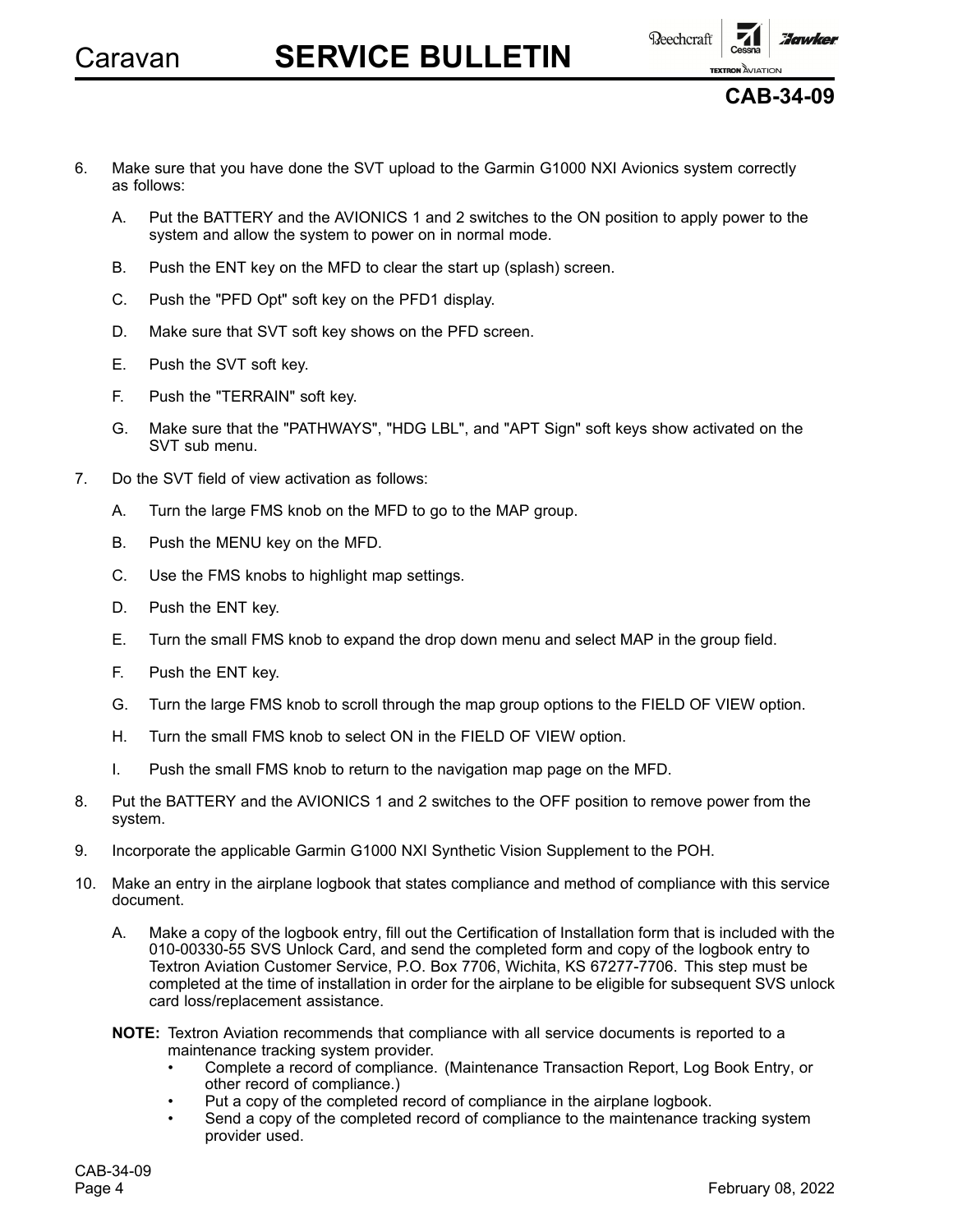6. Make sure that you have done the SVT upload to the Garmin G1000 NXI Avionics system correctly as follows:

   A. Put the BATTERY and the AVIONICS 1 and 2 switches to the ON position to apply power to the system and allow the system to power on in normal mode.

   B. Push the ENT key on the MFD to clear the start up (splash) screen.

   C. Push the "PFD Opt" soft key on the PFD1 display.

   D. Make sure that SVT soft key shows on the PFD screen.

   E. Push the SVT soft key.

   F. Push the "TERRAIN" soft key.

   G. Make sure that the "PATHWAYS", "HDG LBL", and "APT Sign" soft keys show activated on the SVT sub menu.

7. Do the SVT field of view activation as follows:

   A. Turn the large FMS knob on the MFD to go to the MAP group.

   B. Push the MENU key on the MFD.

   C. Use the FMS knobs to highlight map settings.

   D. Push the ENT key.

   E. Turn the small FMS knob to expand the drop down menu and select MAP in the group field.

   F. Push the ENT key.

   G. Turn the large FMS knob to scroll through the map group options to the FIELD OF VIEW option.

   H. Turn the small FMS knob to select ON in the FIELD OF VIEW option.

   I. Push the small FMS knob to return to the navigation map page on the MFD.

8. Put the BATTERY and the AVIONICS 1 and 2 switches to the OFF position to remove power from the system.

9. Incorporate the applicable Garmin G1000 NXI Synthetic Vision Supplement to the POH.

10. Make an entry in the airplane logbook that states compliance and method of compliance with this service document.

    A. Make a copy of the logbook entry, fill out the Certification of Installation form that is included with the 010-00330-55 SVS Unlock Card, and send the completed form and copy of the logbook entry to Textron Aviation Customer Service, P.O. Box 7706, Wichita, KS 67277-7706. This step must be completed at the time of installation in order for the airplane to be eligible for subsequent SVS unlock card loss/replacement assistance.

**NOTE:** Textron Aviation recommends that compliance with all service documents is reported to a maintenance tracking system provider.

- Complete a record of compliance. (Maintenance Transaction Report, Log Book Entry, or other record of compliance.)
- Put a copy of the completed record of compliance in the airplane logbook.
- Send a copy of the completed record of compliance to the maintenance tracking system provider used.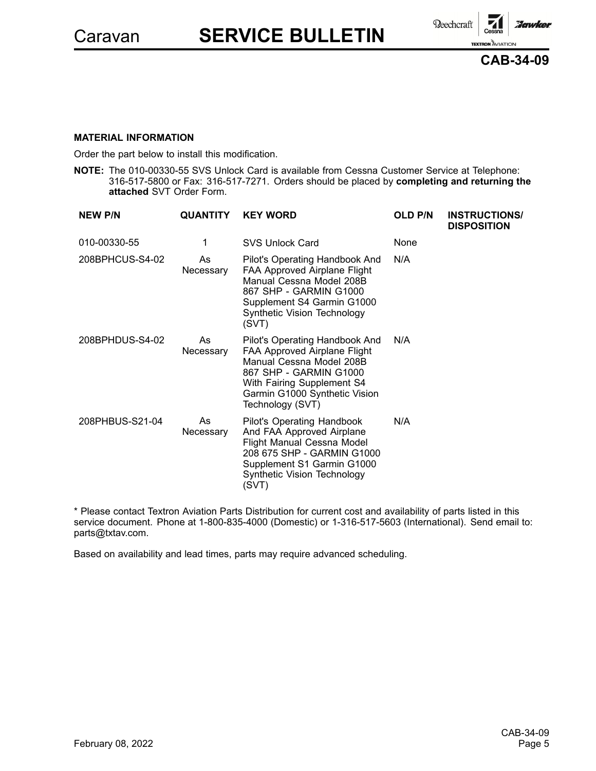**MATERIAL INFORMATION**

Order the part below to install this modification.

**NOTE:** The 010-00330-55 SVS Unlock Card is available from Cessna Customer Service at Telephone: 316-517-5800 or Fax: 316-517-7271. Orders should be placed by **completing and returning the attached** SVT Order Form.

| NEW P/N | QUANTITY | KEY WORD | OLD P/N | INSTRUCTIONS/ DISPOSITION |
|---|---|---|---|---|
| 010-00330-55 | 1 | SVS Unlock Card | None | |
| 208BPHCUS-S4-02 | As Necessary | Pilot's Operating Handbook And FAA Approved Airplane Flight Manual Cessna Model 208B 867 SHP - GARMIN G1000 Supplement S4 Garmin G1000 Synthetic Vision Technology (SVT) | N/A | |
| 208BPHDUS-S4-02 | As Necessary | Pilot's Operating Handbook And FAA Approved Airplane Flight Manual Cessna Model 208B 867 SHP - GARMIN G1000 With Fairing Supplement S4 Garmin G1000 Synthetic Vision Technology (SVT) | N/A | |
| 208PHBUS-S21-04 | As Necessary | Pilot's Operating Handbook And FAA Approved Airplane Flight Manual Cessna Model 208 675 SHP - GARMIN G1000 Supplement S1 Garmin G1000 Synthetic Vision Technology (SVT) | N/A | |

* Please contact Textron Aviation Parts Distribution for current cost and availability of parts listed in this service document. Phone at 1-800-835-4000 (Domestic) or 1-316-517-5603 (International). Send email to: parts@txtav.com.

Based on availability and lead times, parts may require advanced scheduling.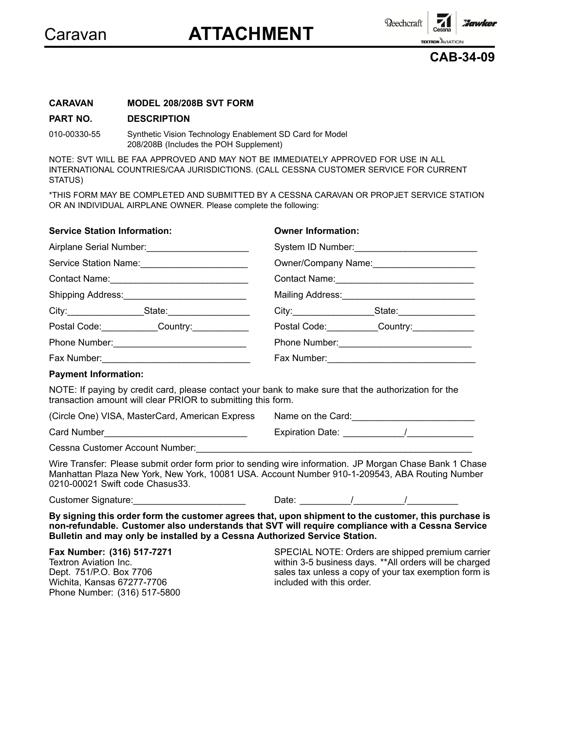Caravan **ATTACHMENT**

**CAB-34-09**

| **CARAVAN** | **MODEL 208/208B SVT FORM** |
|---|---|
| **PART NO.** | **DESCRIPTION** |
| 010-00330-55 | Synthetic Vision Technology Enablement SD Card for Model 208/208B (Includes the POH Supplement) |

NOTE: SVT WILL BE FAA APPROVED AND MAY NOT BE IMMEDIATELY APPROVED FOR USE IN ALL INTERNATIONAL COUNTRIES/CAA JURISDICTIONS. (CALL CESSNA CUSTOMER SERVICE FOR CURRENT STATUS)

*THIS FORM MAY BE COMPLETED AND SUBMITTED BY A CESSNA CARAVAN OR PROPJET SERVICE STATION OR AN INDIVIDUAL AIRPLANE OWNER. Please complete the following:

| **Service Station Information:** | **Owner Information:** |
|---|---|
| Airplane Serial Number:____________________ | System ID Number:________________________ |
| Service Station Name:_____________________ | Owner/Company Name:____________________ |
| Contact Name:___________________________ | Contact Name:___________________________ |
| Shipping Address:________________________ | Mailing Address:__________________________ |
| City:_______________State:________________ | City:________________State:_______________ |
| Postal Code:___________Country:___________ | Postal Code:__________Country:____________ |
| Phone Number:__________________________ | Phone Number:__________________________ |
| Fax Number:_____________________________ | Fax Number:_____________________________ |

**Payment Information:**

NOTE: If paying by credit card, please contact your bank to make sure that the authorization for the transaction amount will clear PRIOR to submitting this form.

(Circle One) VISA, MasterCard, American Express    Name on the Card:________________________

Card Number____________________________    Expiration Date: ___________/_____________

Cessna Customer Account Number:_______________________________________________________

Wire Transfer: Please submit order form prior to sending wire information. JP Morgan Chase Bank 1 Chase Manhattan Plaza New York, New York, 10081 USA. Account Number 910-1-209543, ABA Routing Number 0210-00021 Swift code Chasus33.

Customer Signature:______________________    Date: _________/_________/_________

**By signing this order form the customer agrees that, upon shipment to the customer, this purchase is non-refundable. Customer also understands that SVT will require compliance with a Cessna Service Bulletin and may only be installed by a Cessna Authorized Service Station.**

**Fax Number: (316) 517-7271**
Textron Aviation Inc.
Dept. 751/P.O. Box 7706
Wichita, Kansas 67277-7706
Phone Number: (316) 517-5800

SPECIAL NOTE: Orders are shipped premium carrier within 3-5 business days. **All orders will be charged sales tax unless a copy of your tax exemption form is included with this order.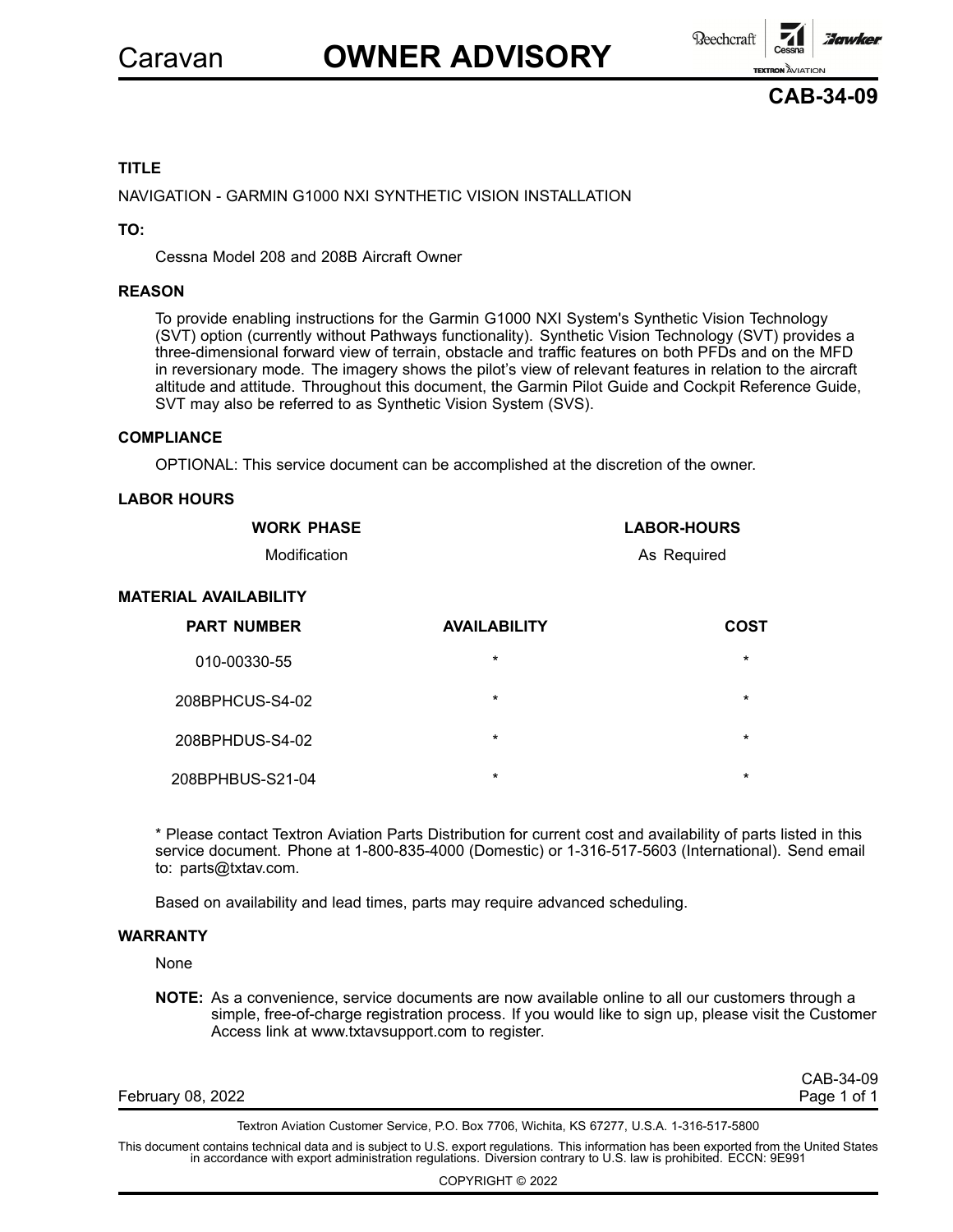# Caravan OWNER ADVISORY

## CAB-34-09

### TITLE

NAVIGATION - GARMIN G1000 NXI SYNTHETIC VISION INSTALLATION

### TO:

Cessna Model 208 and 208B Aircraft Owner

### REASON

To provide enabling instructions for the Garmin G1000 NXI System's Synthetic Vision Technology (SVT) option (currently without Pathways functionality). Synthetic Vision Technology (SVT) provides a three-dimensional forward view of terrain, obstacle and traffic features on both PFDs and on the MFD in reversionary mode. The imagery shows the pilot's view of relevant features in relation to the aircraft altitude and attitude. Throughout this document, the Garmin Pilot Guide and Cockpit Reference Guide, SVT may also be referred to as Synthetic Vision System (SVS).

### COMPLIANCE

OPTIONAL: This service document can be accomplished at the discretion of the owner.

### LABOR HOURS

| WORK PHASE | LABOR-HOURS |
|---|---|
| Modification | As Required |

### MATERIAL AVAILABILITY

| PART NUMBER | AVAILABILITY | COST |
|---|---|---|
| 010-00330-55 | * | * |
| 208BPHCUS-S4-02 | * | * |
| 208BPHDUS-S4-02 | * | * |
| 208BPHBUS-S21-04 | * | * |

* Please contact Textron Aviation Parts Distribution for current cost and availability of parts listed in this service document. Phone at 1-800-835-4000 (Domestic) or 1-316-517-5603 (International). Send email to: parts@txtav.com.

Based on availability and lead times, parts may require advanced scheduling.

### WARRANTY

None

**NOTE:** As a convenience, service documents are now available online to all our customers through a simple, free-of-charge registration process. If you would like to sign up, please visit the Customer Access link at www.txtavsupport.com to register.

February 08, 2022

Textron Aviation Customer Service, P.O. Box 7706, Wichita, KS 67277, U.S.A. 1-316-517-5800

This document contains technical data and is subject to U.S. export regulations. This information has been exported from the United States in accordance with export administration regulations. Diversion contrary to U.S. law is prohibited. ECCN: 9E991

COPYRIGHT © 2022